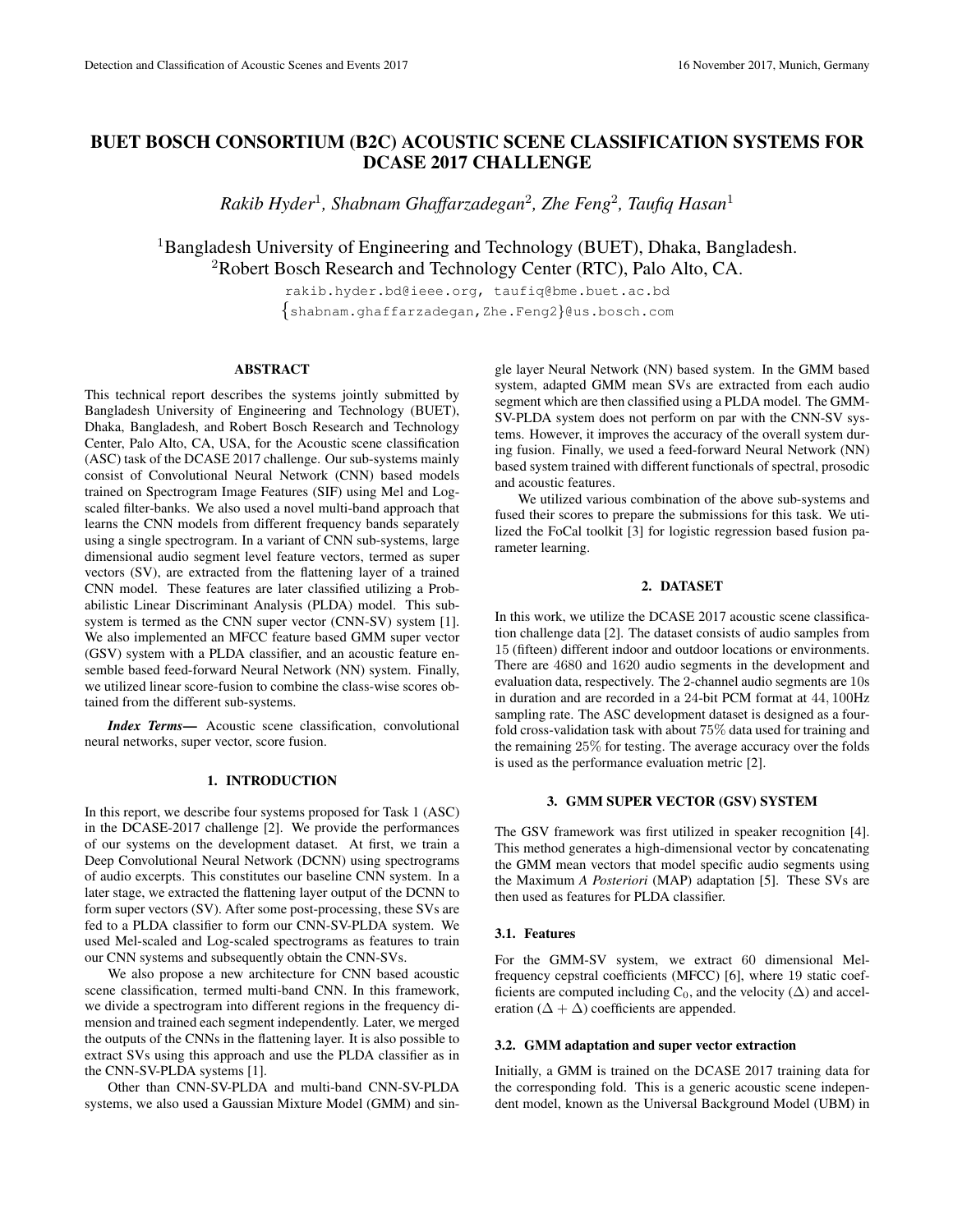# BUET BOSCH CONSORTIUM (B2C) ACOUSTIC SCENE CLASSIFICATION SYSTEMS FOR DCASE 2017 CHALLENGE

*Rakib Hyder*[1], *Shabnam Ghaffarzadegan*[2], *Zhe Feng*[2], *Taufiq Hasan*[1]

[1]Bangladesh University of Engineering and Technology (BUET), Dhaka, Bangladesh.
[2]Robert Bosch Research and Technology Center (RTC), Palo Alto, CA.

rakib.hyder.bd@ieee.org, taufiq@bme.buet.ac.bd
{shabnam.ghaffarzadegan,Zhe.Feng2}@us.bosch.com

## ABSTRACT

This technical report describes the systems jointly submitted by Bangladesh University of Engineering and Technology (BUET), Dhaka, Bangladesh, and Robert Bosch Research and Technology Center, Palo Alto, CA, USA, for the Acoustic scene classification (ASC) task of the DCASE 2017 challenge. Our sub-systems mainly consist of Convolutional Neural Network (CNN) based models trained on Spectrogram Image Features (SIF) using Mel and Log-scaled filter-banks. We also used a novel multi-band approach that learns the CNN models from different frequency bands separately using a single spectrogram. In a variant of CNN sub-systems, large dimensional audio segment level feature vectors, termed as super vectors (SV), are extracted from the flattening layer of a trained CNN model. These features are later classified utilizing a Probabilistic Linear Discriminant Analysis (PLDA) model. This sub-system is termed as the CNN super vector (CNN-SV) system [1]. We also implemented an MFCC feature based GMM super vector (GSV) system with a PLDA classifier, and an acoustic feature ensemble based feed-forward Neural Network (NN) system. Finally, we utilized linear score-fusion to combine the class-wise scores obtained from the different sub-systems.

***Index Terms*—** Acoustic scene classification, convolutional neural networks, super vector, score fusion.

## 1. INTRODUCTION

In this report, we describe four systems proposed for Task 1 (ASC) in the DCASE-2017 challenge [2]. We provide the performances of our systems on the development dataset. At first, we train a Deep Convolutional Neural Network (DCNN) using spectrograms of audio excerpts. This constitutes our baseline CNN system. In a later stage, we extracted the flattening layer output of the DCNN to form super vectors (SV). After some post-processing, these SVs are fed to a PLDA classifier to form our CNN-SV-PLDA system. We used Mel-scaled and Log-scaled spectrograms as features to train our CNN systems and subsequently obtain the CNN-SVs.

We also propose a new architecture for CNN based acoustic scene classification, termed multi-band CNN. In this framework, we divide a spectrogram into different regions in the frequency dimension and trained each segment independently. Later, we merged the outputs of the CNNs in the flattening layer. It is also possible to extract SVs using this approach and use the PLDA classifier as in the CNN-SV-PLDA systems [1].

Other than CNN-SV-PLDA and multi-band CNN-SV-PLDA systems, we also used a Gaussian Mixture Model (GMM) and single layer Neural Network (NN) based system. In the GMM based system, adapted GMM mean SVs are extracted from each audio segment which are then classified using a PLDA model. The GMM-SV-PLDA system does not perform on par with the CNN-SV systems. However, it improves the accuracy of the overall system during fusion. Finally, we used a feed-forward Neural Network (NN) based system trained with different functionals of spectral, prosodic and acoustic features.

We utilized various combination of the above sub-systems and fused their scores to prepare the submissions for this task. We utilized the FoCal toolkit [3] for logistic regression based fusion parameter learning.

## 2. DATASET

In this work, we utilize the DCASE 2017 acoustic scene classification challenge data [2]. The dataset consists of audio samples from 15 (fifteen) different indoor and outdoor locations or environments. There are 4680 and 1620 audio segments in the development and evaluation data, respectively. The 2-channel audio segments are 10s in duration and are recorded in a 24-bit PCM format at 44, 100Hz sampling rate. The ASC development dataset is designed as a four-fold cross-validation task with about 75% data used for training and the remaining 25% for testing. The average accuracy over the folds is used as the performance evaluation metric [2].

## 3. GMM SUPER VECTOR (GSV) SYSTEM

The GSV framework was first utilized in speaker recognition [4]. This method generates a high-dimensional vector by concatenating the GMM mean vectors that model specific audio segments using the Maximum *A Posteriori* (MAP) adaptation [5]. These SVs are then used as features for PLDA classifier.

### 3.1. Features

For the GMM-SV system, we extract 60 dimensional Mel-frequency cepstral coefficients (MFCC) [6], where 19 static coefficients are computed including $C_0$, and the velocity ($\Delta$) and acceleration ($\Delta + \Delta$) coefficients are appended.

### 3.2. GMM adaptation and super vector extraction

Initially, a GMM is trained on the DCASE 2017 training data for the corresponding fold. This is a generic acoustic scene independent model, known as the Universal Background Model (UBM) in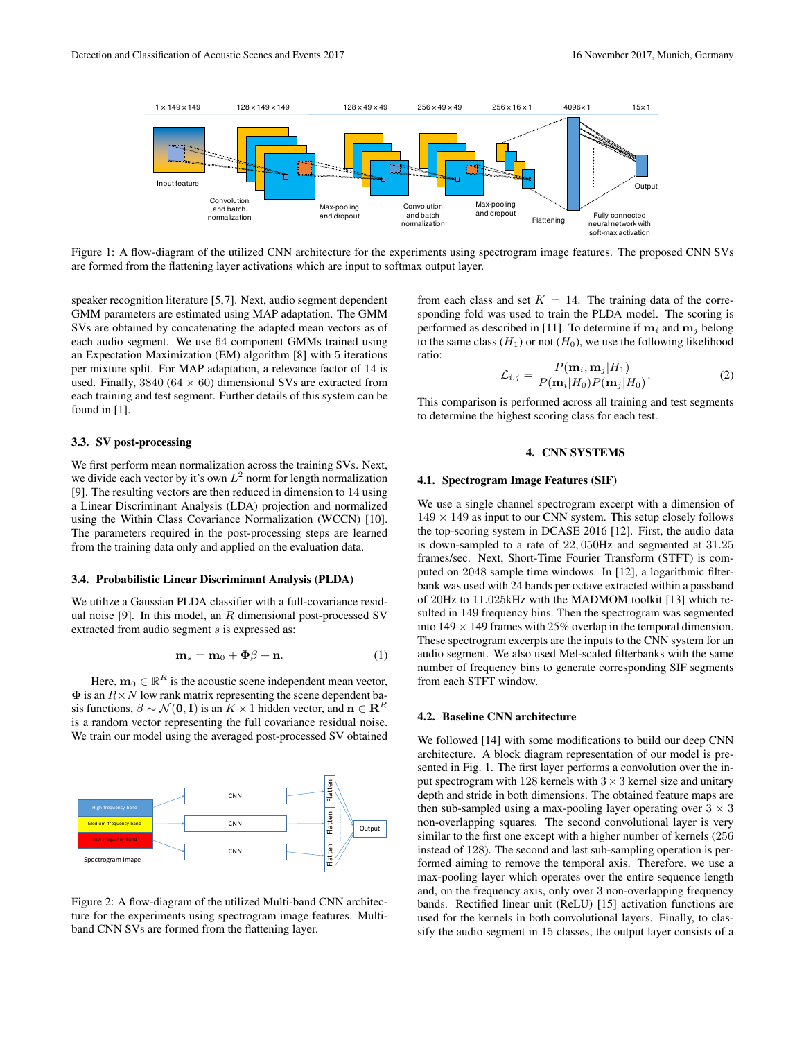Figure 1: A flow-diagram of the utilized CNN architecture for the experiments using spectrogram image features. The proposed CNN SVs are formed from the flattening layer activations which are input to softmax output layer.

speaker recognition literature [5,7]. Next, audio segment dependent GMM parameters are estimated using MAP adaptation. The GMM SVs are obtained by concatenating the adapted mean vectors as of each audio segment. We use 64 component GMMs trained using an Expectation Maximization (EM) algorithm [8] with 5 iterations per mixture split. For MAP adaptation, a relevance factor of 14 is used. Finally, 3840 ($64 \times 60$) dimensional SVs are extracted from each training and test segment. Further details of this system can be found in [1].

### 3.3. SV post-processing

We first perform mean normalization across the training SVs. Next, we divide each vector by it's own $L^2$ norm for length normalization [9]. The resulting vectors are then reduced in dimension to 14 using a Linear Discriminant Analysis (LDA) projection and normalized using the Within Class Covariance Normalization (WCCN) [10]. The parameters required in the post-processing steps are learned from the training data only and applied on the evaluation data.

### 3.4. Probabilistic Linear Discriminant Analysis (PLDA)

We utilize a Gaussian PLDA classifier with a full-covariance residual noise [9]. In this model, an $R$ dimensional post-processed SV extracted from audio segment $s$ is expressed as:

$$\mathbf{m}_s = \mathbf{m}_0 + \mathbf{\Phi}\beta + \mathbf{n}. \quad (1)$$

Here, $\mathbf{m}_0 \in \mathbb{R}^R$ is the acoustic scene independent mean vector, $\mathbf{\Phi}$ is an $R \times N$ low rank matrix representing the scene dependent basis functions, $\beta \sim \mathcal{N}(\mathbf{0}, \mathbf{I})$ is an $K \times 1$ hidden vector, and $\mathbf{n} \in \mathbf{R}^R$ is a random vector representing the full covariance residual noise. We train our model using the averaged post-processed SV obtained from each class and set $K = 14$. The training data of the corresponding fold was used to train the PLDA model. The scoring is performed as described in [11]. To determine if $\mathbf{m}_i$ and $\mathbf{m}_j$ belong to the same class ($H_1$) or not ($H_0$), we use the following likelihood ratio:

$$\mathcal{L}_{i,j} = \frac{P(\mathbf{m}_i, \mathbf{m}_j|H_1)}{P(\mathbf{m}_i|H_0)P(\mathbf{m}_j|H_0)}. \quad (2)$$

This comparison is performed across all training and test segments to determine the highest scoring class for each test.

Figure 2: A flow-diagram of the utilized Multi-band CNN architecture for the experiments using spectrogram image features. Multi-band CNN SVs are formed from the flattening layer.

## 4. CNN SYSTEMS

### 4.1. Spectrogram Image Features (SIF)

We use a single channel spectrogram excerpt with a dimension of $149 \times 149$ as input to our CNN system. This setup closely follows the top-scoring system in DCASE 2016 [12]. First, the audio data is down-sampled to a rate of 22,050Hz and segmented at 31.25 frames/sec. Next, Short-Time Fourier Transform (STFT) is computed on 2048 sample time windows. In [12], a logarithmic filterbank was used with 24 bands per octave extracted within a passband of 20Hz to 11.025kHz with the MADMOM toolkit [13] which resulted in 149 frequency bins. Then the spectrogram was segmented into $149 \times 149$ frames with 25% overlap in the temporal dimension. These spectrogram excerpts are the inputs to the CNN system for an audio segment. We also used Mel-scaled filterbanks with the same number of frequency bins to generate corresponding SIF segments from each STFT window.

### 4.2. Baseline CNN architecture

We followed [14] with some modifications to build our deep CNN architecture. A block diagram representation of our model is presented in Fig. 1. The first layer performs a convolution over the input spectrogram with 128 kernels with $3 \times 3$ kernel size and unitary depth and stride in both dimensions. The obtained feature maps are then sub-sampled using a max-pooling layer operating over $3 \times 3$ non-overlapping squares. The second convolutional layer is very similar to the first one except with a higher number of kernels (256 instead of 128). The second and last sub-sampling operation is performed aiming to remove the temporal axis. Therefore, we use a max-pooling layer which operates over the entire sequence length and, on the frequency axis, only over 3 non-overlapping frequency bands. Rectified linear unit (ReLU) [15] activation functions are used for the kernels in both convolutional layers. Finally, to classify the audio segment in 15 classes, the output layer consists of a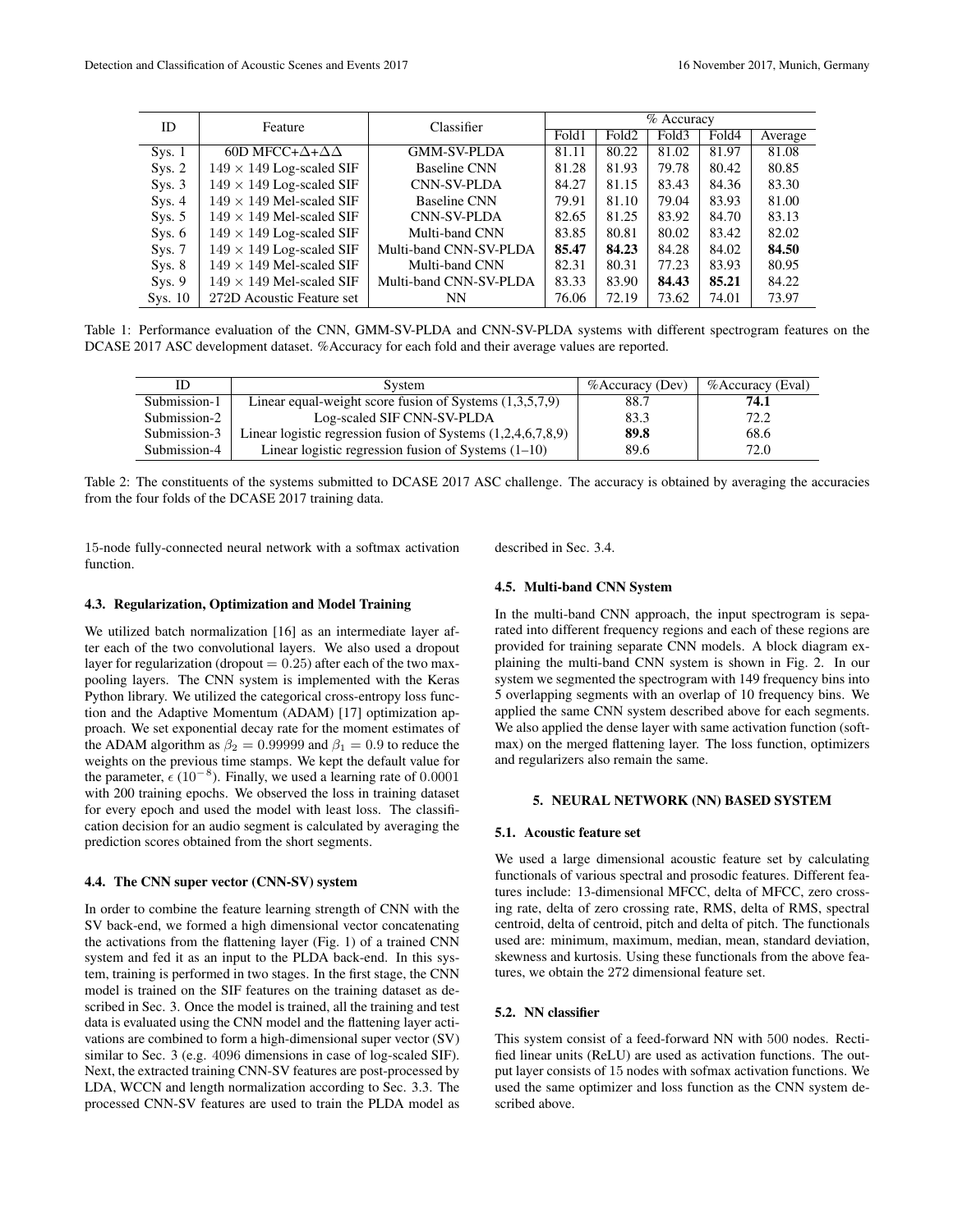| ID | Feature | Classifier | % Accuracy | | | | |
|---|---|---|---|---|---|---|---|
| | | | Fold1 | Fold2 | Fold3 | Fold4 | Average |
| Sys. 1 | 60D MFCC+$\Delta$+$\Delta\Delta$ | GMM-SV-PLDA | 81.11 | 80.22 | 81.02 | 81.97 | 81.08 |
| Sys. 2 | $149 \times 149$ Log-scaled SIF | Baseline CNN | 81.28 | 81.93 | 79.78 | 80.42 | 80.85 |
| Sys. 3 | $149 \times 149$ Log-scaled SIF | CNN-SV-PLDA | 84.27 | 81.15 | 83.43 | 84.36 | 83.30 |
| Sys. 4 | $149 \times 149$ Mel-scaled SIF | Baseline CNN | 79.91 | 81.10 | 79.04 | 83.93 | 81.00 |
| Sys. 5 | $149 \times 149$ Mel-scaled SIF | CNN-SV-PLDA | 82.65 | 81.25 | 83.92 | 84.70 | 83.13 |
| Sys. 6 | $149 \times 149$ Log-scaled SIF | Multi-band CNN | 83.85 | 80.81 | 80.02 | 83.42 | 82.02 |
| Sys. 7 | $149 \times 149$ Log-scaled SIF | Multi-band CNN-SV-PLDA | **85.47** | **84.23** | 84.28 | 84.02 | **84.50** |
| Sys. 8 | $149 \times 149$ Mel-scaled SIF | Multi-band CNN | 82.31 | 80.31 | 77.23 | 83.93 | 80.95 |
| Sys. 9 | $149 \times 149$ Mel-scaled SIF | Multi-band CNN-SV-PLDA | 83.33 | 83.90 | **84.43** | **85.21** | 84.22 |
| Sys. 10 | 272D Acoustic Feature set | NN | 76.06 | 72.19 | 73.62 | 74.01 | 73.97 |

Table 1: Performance evaluation of the CNN, GMM-SV-PLDA and CNN-SV-PLDA systems with different spectrogram features on the DCASE 2017 ASC development dataset. %Accuracy for each fold and their average values are reported.

| ID | System | %Accuracy (Dev) | %Accuracy (Eval) |
|---|---|---|---|
| Submission-1 | Linear equal-weight score fusion of Systems (1,3,5,7,9) | 88.7 | **74.1** |
| Submission-2 | Log-scaled SIF CNN-SV-PLDA | 83.3 | 72.2 |
| Submission-3 | Linear logistic regression fusion of Systems (1,2,4,6,7,8,9) | **89.8** | 68.6 |
| Submission-4 | Linear logistic regression fusion of Systems (1–10) | 89.6 | 72.0 |

Table 2: The constituents of the systems submitted to DCASE 2017 ASC challenge. The accuracy is obtained by averaging the accuracies from the four folds of the DCASE 2017 training data.

15-node fully-connected neural network with a softmax activation function.

### 4.3. Regularization, Optimization and Model Training

We utilized batch normalization [16] as an intermediate layer after each of the two convolutional layers. We also used a dropout layer for regularization (dropout $= 0.25$) after each of the two max-pooling layers. The CNN system is implemented with the Keras Python library. We utilized the categorical cross-entropy loss function and the Adaptive Momentum (ADAM) [17] optimization approach. We set exponential decay rate for the moment estimates of the ADAM algorithm as $\beta_2 = 0.99999$ and $\beta_1 = 0.9$ to reduce the weights on the previous time stamps. We kept the default value for the parameter, $\epsilon$ ($10^{-8}$). Finally, we used a learning rate of $0.0001$ with 200 training epochs. We observed the loss in training dataset for every epoch and used the model with least loss. The classification decision for an audio segment is calculated by averaging the prediction scores obtained from the short segments.

### 4.4. The CNN super vector (CNN-SV) system

In order to combine the feature learning strength of CNN with the SV back-end, we formed a high dimensional vector concatenating the activations from the flattening layer (Fig. 1) of a trained CNN system and fed it as an input to the PLDA back-end. In this system, training is performed in two stages. In the first stage, the CNN model is trained on the SIF features on the training dataset as described in Sec. 3. Once the model is trained, all the training and test data is evaluated using the CNN model and the flattening layer activations are combined to form a high-dimensional super vector (SV) similar to Sec. 3 (e.g. $4096$ dimensions in case of log-scaled SIF). Next, the extracted training CNN-SV features are post-processed by LDA, WCCN and length normalization according to Sec. 3.3. The processed CNN-SV features are used to train the PLDA model as described in Sec. 3.4.

### 4.5. Multi-band CNN System

In the multi-band CNN approach, the input spectrogram is separated into different frequency regions and each of these regions are provided for training separate CNN models. A block diagram explaining the multi-band CNN system is shown in Fig. 2. In our system we segmented the spectrogram with 149 frequency bins into 5 overlapping segments with an overlap of 10 frequency bins. We applied the same CNN system described above for each segments. We also applied the dense layer with same activation function (softmax) on the merged flattening layer. The loss function, optimizers and regularizers also remain the same.

## 5. NEURAL NETWORK (NN) BASED SYSTEM

### 5.1. Acoustic feature set

We used a large dimensional acoustic feature set by calculating functionals of various spectral and prosodic features. Different features include: 13-dimensional MFCC, delta of MFCC, zero crossing rate, delta of zero crossing rate, RMS, delta of RMS, spectral centroid, delta of centroid, pitch and delta of pitch. The functionals used are: minimum, maximum, median, mean, standard deviation, skewness and kurtosis. Using these functionals from the above features, we obtain the 272 dimensional feature set.

### 5.2. NN classifier

This system consist of a feed-forward NN with $500$ nodes. Rectified linear units (ReLU) are used as activation functions. The output layer consists of 15 nodes with sofmax activation functions. We used the same optimizer and loss function as the CNN system described above.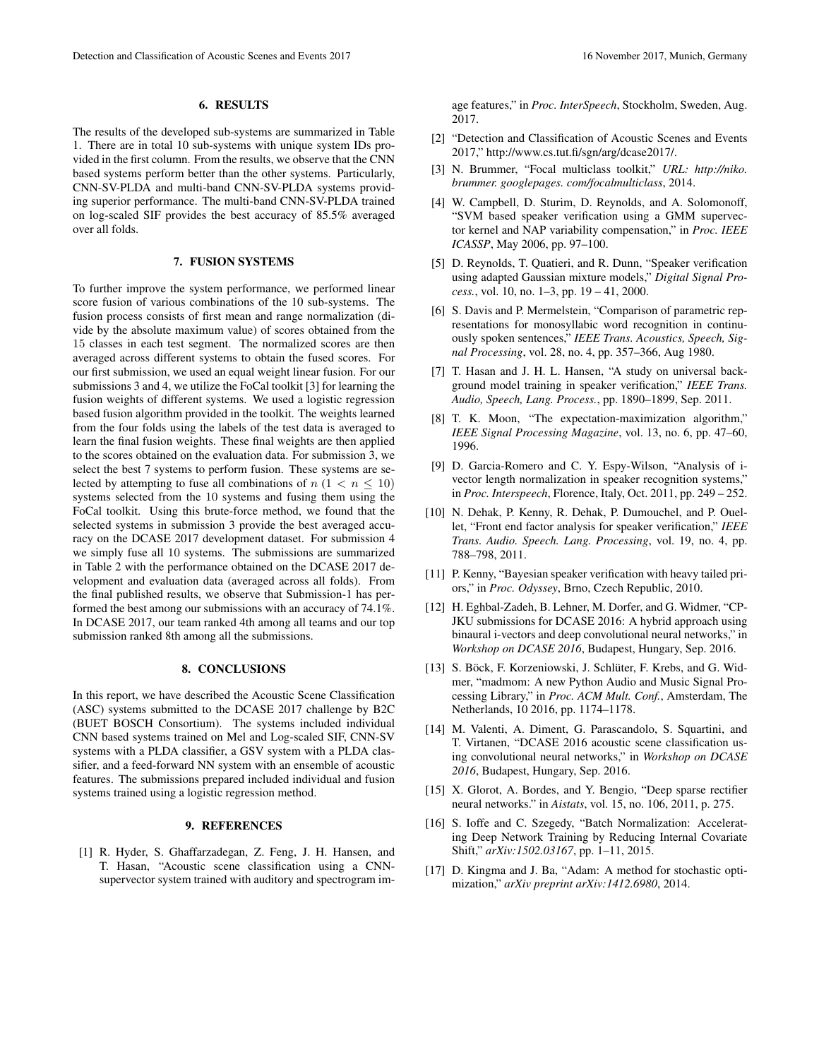## 6. RESULTS

The results of the developed sub-systems are summarized in Table 1. There are in total 10 sub-systems with unique system IDs provided in the first column. From the results, we observe that the CNN based systems perform better than the other systems. Particularly, CNN-SV-PLDA and multi-band CNN-SV-PLDA systems providing superior performance. The multi-band CNN-SV-PLDA trained on log-scaled SIF provides the best accuracy of 85.5% averaged over all folds.

## 7. FUSION SYSTEMS

To further improve the system performance, we performed linear score fusion of various combinations of the 10 sub-systems. The fusion process consists of first mean and range normalization (divide by the absolute maximum value) of scores obtained from the 15 classes in each test segment. The normalized scores are then averaged across different systems to obtain the fused scores. For our first submission, we used an equal weight linear fusion. For our submissions 3 and 4, we utilize the FoCal toolkit [3] for learning the fusion weights of different systems. We used a logistic regression based fusion algorithm provided in the toolkit. The weights learned from the four folds using the labels of the test data is averaged to learn the final fusion weights. These final weights are then applied to the scores obtained on the evaluation data. For submission 3, we select the best 7 systems to perform fusion. These systems are selected by attempting to fuse all combinations of $n$ $(1 < n \leq 10)$ systems selected from the 10 systems and fusing them using the FoCal toolkit. Using this brute-force method, we found that the selected systems in submission 3 provide the best averaged accuracy on the DCASE 2017 development dataset. For submission 4 we simply fuse all 10 systems. The submissions are summarized in Table 2 with the performance obtained on the DCASE 2017 development and evaluation data (averaged across all folds). From the final published results, we observe that Submission-1 has performed the best among our submissions with an accuracy of 74.1%. In DCASE 2017, our team ranked 4th among all teams and our top submission ranked 8th among all the submissions.

## 8. CONCLUSIONS

In this report, we have described the Acoustic Scene Classification (ASC) systems submitted to the DCASE 2017 challenge by B2C (BUET BOSCH Consortium). The systems included individual CNN based systems trained on Mel and Log-scaled SIF, CNN-SV systems with a PLDA classifier, a GSV system with a PLDA classifier, and a feed-forward NN system with an ensemble of acoustic features. The submissions prepared included individual and fusion systems trained using a logistic regression method.

## 9. REFERENCES

[1] R. Hyder, S. Ghaffarzadegan, Z. Feng, J. H. Hansen, and T. Hasan, "Acoustic scene classification using a CNN-supervector system trained with auditory and spectrogram image features," in *Proc. InterSpeech*, Stockholm, Sweden, Aug. 2017.

[2] "Detection and Classification of Acoustic Scenes and Events 2017," http://www.cs.tut.fi/sgn/arg/dcase2017/.

[3] N. Brummer, "Focal multiclass toolkit," *URL: http://niko. brummer. googlepages. com/focalmulticlass*, 2014.

[4] W. Campbell, D. Sturim, D. Reynolds, and A. Solomonoff, "SVM based speaker verification using a GMM supervector kernel and NAP variability compensation," in *Proc. IEEE ICASSP*, May 2006, pp. 97–100.

[5] D. Reynolds, T. Quatieri, and R. Dunn, "Speaker verification using adapted Gaussian mixture models," *Digital Signal Process.*, vol. 10, no. 1–3, pp. 19 – 41, 2000.

[6] S. Davis and P. Mermelstein, "Comparison of parametric representations for monosyllabic word recognition in continuously spoken sentences," *IEEE Trans. Acoustics, Speech, Signal Processing*, vol. 28, no. 4, pp. 357–366, Aug 1980.

[7] T. Hasan and J. H. L. Hansen, "A study on universal background model training in speaker verification," *IEEE Trans. Audio, Speech, Lang. Process.*, pp. 1890–1899, Sep. 2011.

[8] T. K. Moon, "The expectation-maximization algorithm," *IEEE Signal Processing Magazine*, vol. 13, no. 6, pp. 47–60, 1996.

[9] D. Garcia-Romero and C. Y. Espy-Wilson, "Analysis of i-vector length normalization in speaker recognition systems," in *Proc. Interspeech*, Florence, Italy, Oct. 2011, pp. 249 – 252.

[10] N. Dehak, P. Kenny, R. Dehak, P. Dumouchel, and P. Ouellet, "Front end factor analysis for speaker verification," *IEEE Trans. Audio. Speech. Lang. Processing*, vol. 19, no. 4, pp. 788–798, 2011.

[11] P. Kenny, "Bayesian speaker verification with heavy tailed priors," in *Proc. Odyssey*, Brno, Czech Republic, 2010.

[12] H. Eghbal-Zadeh, B. Lehner, M. Dorfer, and G. Widmer, "CP-JKU submissions for DCASE 2016: A hybrid approach using binaural i-vectors and deep convolutional neural networks," in *Workshop on DCASE 2016*, Budapest, Hungary, Sep. 2016.

[13] S. Böck, F. Korzeniowski, J. Schlüter, F. Krebs, and G. Widmer, "madmom: A new Python Audio and Music Signal Processing Library," in *Proc. ACM Mult. Conf.*, Amsterdam, The Netherlands, 10 2016, pp. 1174–1178.

[14] M. Valenti, A. Diment, G. Parascandolo, S. Squartini, and T. Virtanen, "DCASE 2016 acoustic scene classification using convolutional neural networks," in *Workshop on DCASE 2016*, Budapest, Hungary, Sep. 2016.

[15] X. Glorot, A. Bordes, and Y. Bengio, "Deep sparse rectifier neural networks." in *Aistats*, vol. 15, no. 106, 2011, p. 275.

[16] S. Ioffe and C. Szegedy, "Batch Normalization: Accelerating Deep Network Training by Reducing Internal Covariate Shift," *arXiv:1502.03167*, pp. 1–11, 2015.

[17] D. Kingma and J. Ba, "Adam: A method for stochastic optimization," *arXiv preprint arXiv:1412.6980*, 2014.